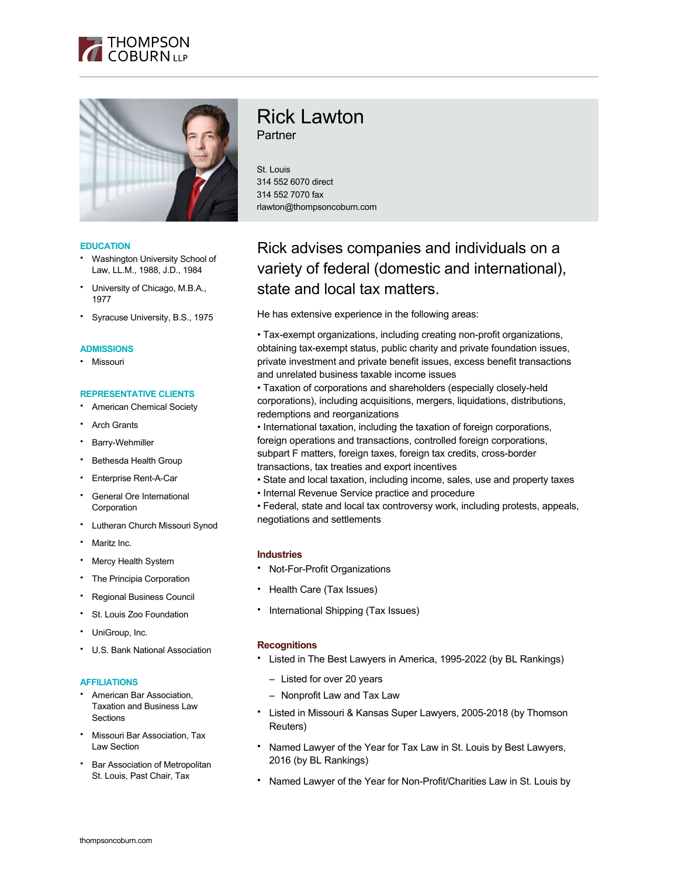# Rick Lawton

Partner

St. Louis
314 552 6070 direct
314 552 7070 fax
rlawton@thompsoncoburn.com

## Rick advises companies and individuals on a variety of federal (domestic and international), state and local tax matters.

He has extensive experience in the following areas:

• Tax-exempt organizations, including creating non-profit organizations, obtaining tax-exempt status, public charity and private foundation issues, private investment and private benefit issues, excess benefit transactions and unrelated business taxable income issues
• Taxation of corporations and shareholders (especially closely-held corporations), including acquisitions, mergers, liquidations, distributions, redemptions and reorganizations
• International taxation, including the taxation of foreign corporations, foreign operations and transactions, controlled foreign corporations, subpart F matters, foreign taxes, foreign tax credits, cross-border transactions, tax treaties and export incentives
• State and local taxation, including income, sales, use and property taxes
• Internal Revenue Service practice and procedure
• Federal, state and local tax controversy work, including protests, appeals, negotiations and settlements

### Industries

- Not-For-Profit Organizations
- Health Care (Tax Issues)
- International Shipping (Tax Issues)

### Recognitions

- Listed in The Best Lawyers in America, 1995-2022 (by BL Rankings)
  - Listed for over 20 years
  - Nonprofit Law and Tax Law
- Listed in Missouri & Kansas Super Lawyers, 2005-2018 (by Thomson Reuters)
- Named Lawyer of the Year for Tax Law in St. Louis by Best Lawyers, 2016 (by BL Rankings)
- Named Lawyer of the Year for Non-Profit/Charities Law in St. Louis by

### EDUCATION

- Washington University School of Law, LL.M., 1988, J.D., 1984
- University of Chicago, M.B.A., 1977
- Syracuse University, B.S., 1975

### ADMISSIONS

- Missouri

### REPRESENTATIVE CLIENTS

- American Chemical Society
- Arch Grants
- Barry-Wehmiller
- Bethesda Health Group
- Enterprise Rent-A-Car
- General Ore International Corporation
- Lutheran Church Missouri Synod
- Maritz Inc.
- Mercy Health System
- The Principia Corporation
- Regional Business Council
- St. Louis Zoo Foundation
- UniGroup, Inc.
- U.S. Bank National Association

### AFFILIATIONS

- American Bar Association, Taxation and Business Law Sections
- Missouri Bar Association, Tax Law Section
- Bar Association of Metropolitan St. Louis, Past Chair, Tax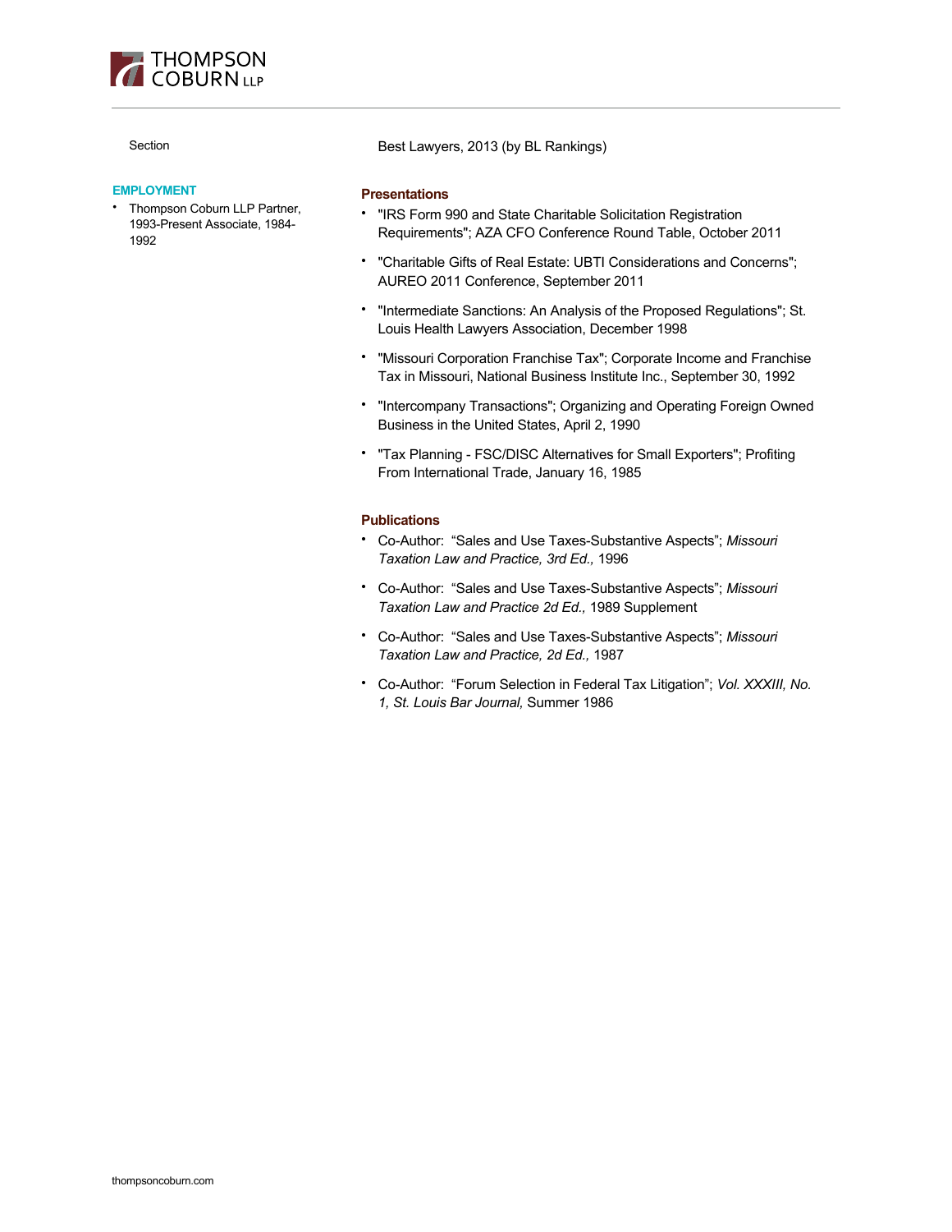Section

Best Lawyers, 2013 (by BL Rankings)

**EMPLOYMENT**

- Thompson Coburn LLP Partner, 1993-Present Associate, 1984-1992

**Presentations**

- "IRS Form 990 and State Charitable Solicitation Registration Requirements"; AZA CFO Conference Round Table, October 2011
- "Charitable Gifts of Real Estate: UBTI Considerations and Concerns"; AUREO 2011 Conference, September 2011
- "Intermediate Sanctions: An Analysis of the Proposed Regulations"; St. Louis Health Lawyers Association, December 1998
- "Missouri Corporation Franchise Tax"; Corporate Income and Franchise Tax in Missouri, National Business Institute Inc., September 30, 1992
- "Intercompany Transactions"; Organizing and Operating Foreign Owned Business in the United States, April 2, 1990
- "Tax Planning - FSC/DISC Alternatives for Small Exporters"; Profiting From International Trade, January 16, 1985

**Publications**

- Co-Author: "Sales and Use Taxes-Substantive Aspects"; *Missouri Taxation Law and Practice, 3rd Ed.,* 1996
- Co-Author: "Sales and Use Taxes-Substantive Aspects"; *Missouri Taxation Law and Practice 2d Ed.,* 1989 Supplement
- Co-Author: "Sales and Use Taxes-Substantive Aspects"; *Missouri Taxation Law and Practice, 2d Ed.,* 1987
- Co-Author: "Forum Selection in Federal Tax Litigation"; *Vol. XXXIII, No. 1, St. Louis Bar Journal,* Summer 1986